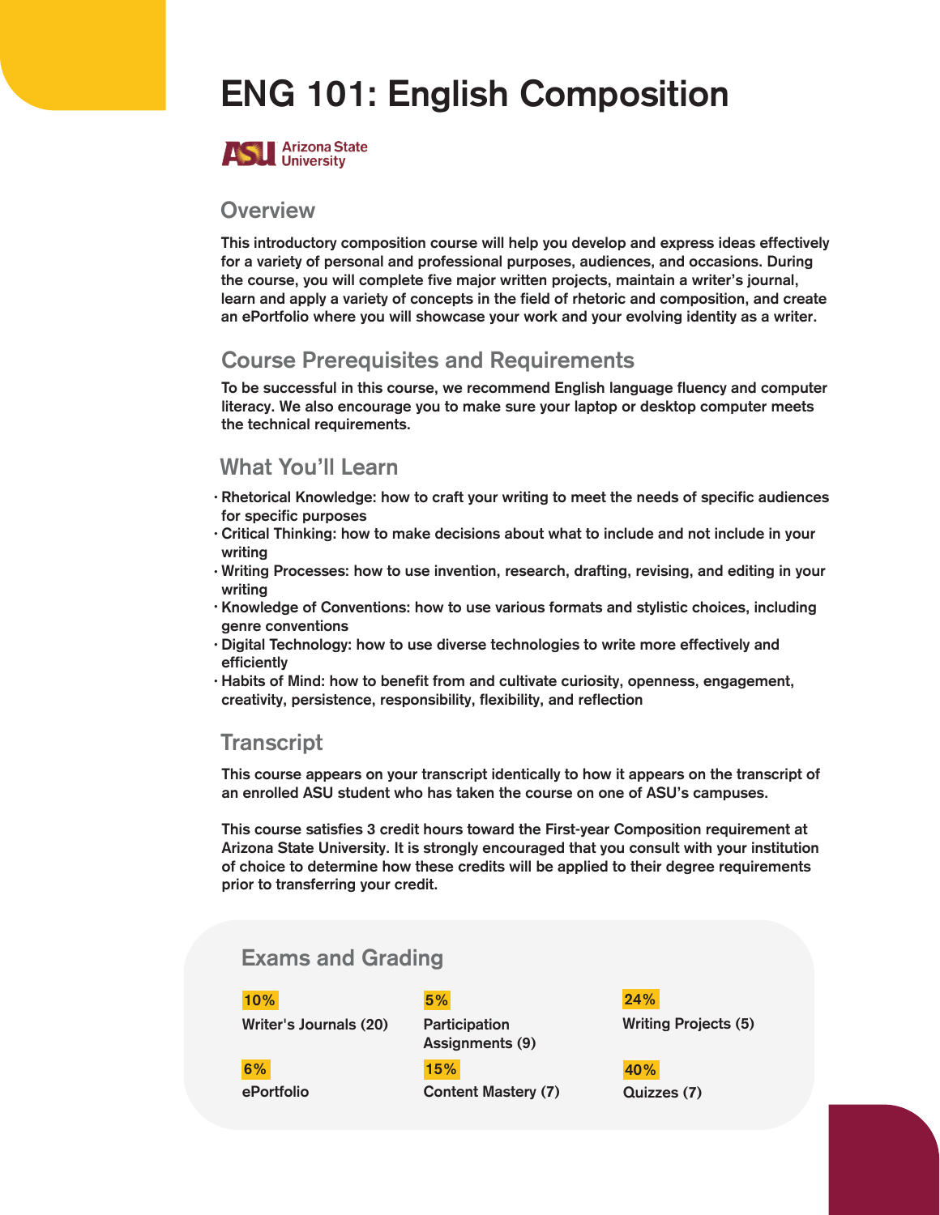# ENG 101: English Composition

Arizona State University

## Overview

This introductory composition course will help you develop and express ideas effectively for a variety of personal and professional purposes, audiences, and occasions. During the course, you will complete five major written projects, maintain a writer's journal, learn and apply a variety of concepts in the field of rhetoric and composition, and create an ePortfolio where you will showcase your work and your evolving identity as a writer.

## Course Prerequisites and Requirements

To be successful in this course, we recommend English language fluency and computer literacy. We also encourage you to make sure your laptop or desktop computer meets the technical requirements.

## What You'll Learn

- Rhetorical Knowledge: how to craft your writing to meet the needs of specific audiences for specific purposes
- Critical Thinking: how to make decisions about what to include and not include in your writing
- Writing Processes: how to use invention, research, drafting, revising, and editing in your writing
- Knowledge of Conventions: how to use various formats and stylistic choices, including genre conventions
- Digital Technology: how to use diverse technologies to write more effectively and efficiently
- Habits of Mind: how to benefit from and cultivate curiosity, openness, engagement, creativity, persistence, responsibility, flexibility, and reflection

## Transcript

This course appears on your transcript identically to how it appears on the transcript of an enrolled ASU student who has taken the course on one of ASU's campuses.

This course satisfies 3 credit hours toward the First-year Composition requirement at Arizona State University. It is strongly encouraged that you consult with your institution of choice to determine how these credits will be applied to their degree requirements prior to transferring your credit.

## Exams and Grading

| Weight | Component |
| --- | --- |
| 10% | Writer's Journals (20) |
| 5% | Participation Assignments (9) |
| 24% | Writing Projects (5) |
| 6% | ePortfolio |
| 15% | Content Mastery (7) |
| 40% | Quizzes (7) |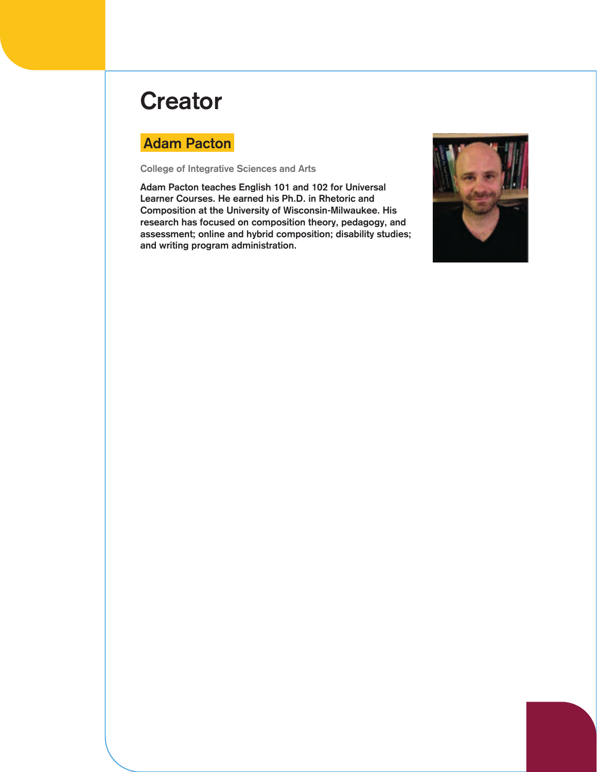# Creator

## Adam Pacton

College of Integrative Sciences and Arts

**Adam Pacton teaches English 101 and 102 for Universal Learner Courses. He earned his Ph.D. in Rhetoric and Composition at the University of Wisconsin-Milwaukee. His research has focused on composition theory, pedagogy, and assessment; online and hybrid composition; disability studies; and writing program administration.**